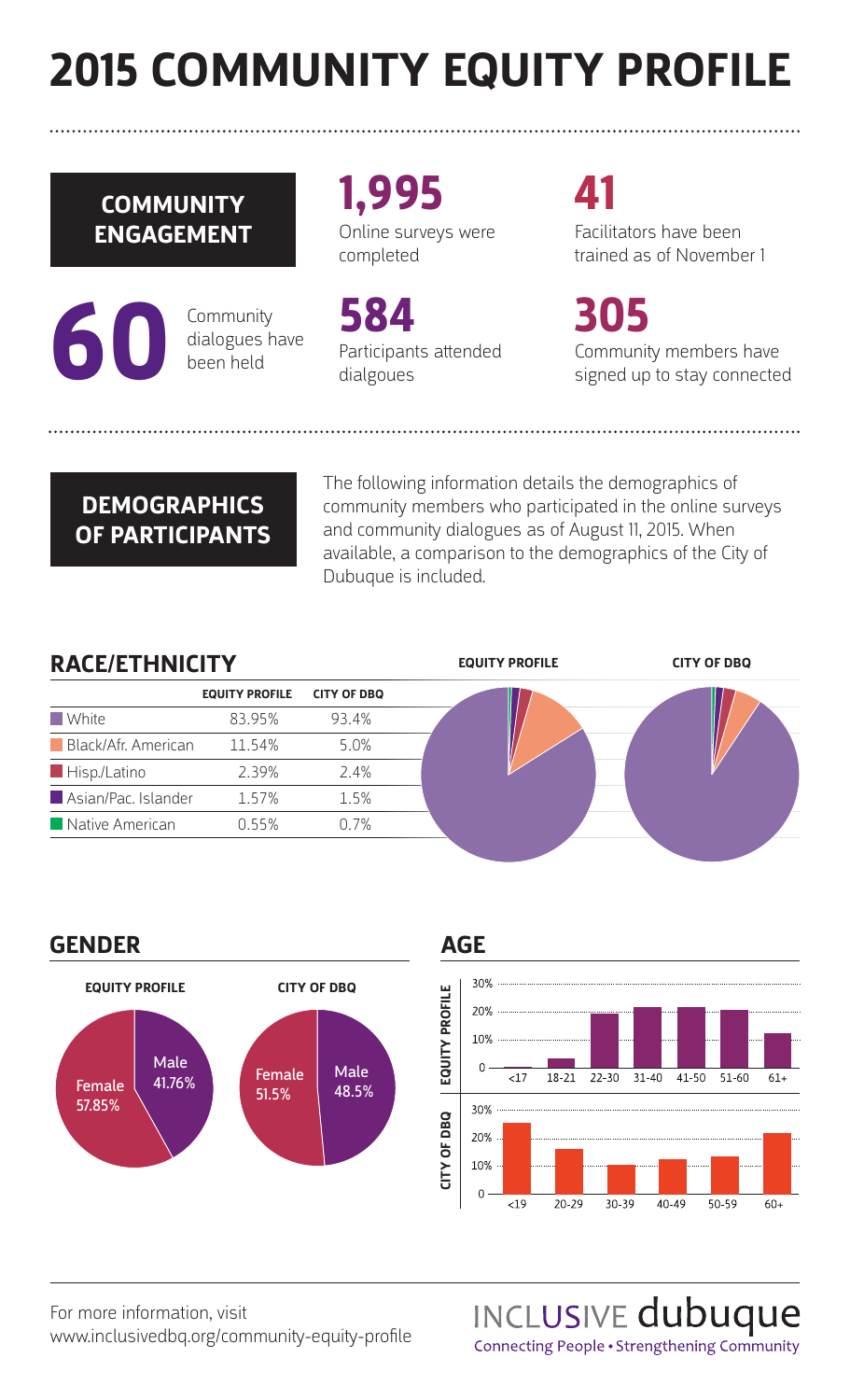# 2015 COMMUNITY EQUITY PROFILE

## COMMUNITY ENGAGEMENT

**60**
Community dialogues have been held

**1,995**
Online surveys were completed

**584**
Participants attended dialgoues

**41**
Facilitators have been trained as of November 1

**305**
Community members have signed up to stay connected

## DEMOGRAPHICS OF PARTICIPANTS

The following information details the demographics of community members who participated in the online surveys and community dialogues as of August 11, 2015. When available, a comparison to the demographics of the City of Dubuque is included.

### RACE/ETHNICITY

| | EQUITY PROFILE | CITY OF DBQ |
|---|---|---|
| White | 83.95% | 93.4% |
| Black/Afr. American | 11.54% | 5.0% |
| Hisp./Latino | 2.39% | 2.4% |
| Asian/Pac. Islander | 1.57% | 1.5% |
| Native American | 0.55% | 0.7% |

### GENDER

| | EQUITY PROFILE | CITY OF DBQ |
|---|---|---|
| Female | 57.85% | 51.5% |
| Male | 41.76% | 48.5% |

### AGE

EQUITY PROFILE: <17, 18-21, 22-30, 31-40, 41-50, 51-60, 61+

CITY OF DBQ: <19, 20-29, 30-39, 40-49, 50-59, 60+

For more information, visit www.inclusivedbq.org/community-equity-profile

INCLUSIVE dubuque
Connecting People • Strengthening Community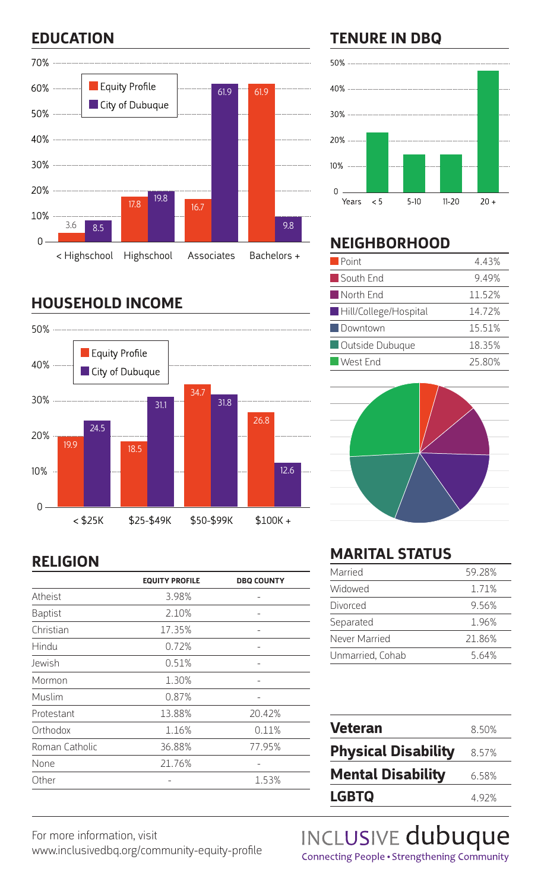## EDUCATION

70%
60%
50%
40%
30%
20%
10%
0

Equity Profile
City of Dubuque

3.6
8.5
17.8
19.8
16.7
61.9
61.9
9.8

< Highschool
Highschool
Associates
Bachelors +

## HOUSEHOLD INCOME

50%
40%
30%
20%
10%
0

Equity Profile
City of Dubuque

19.9
24.5
18.5
31.1
34.7
31.8
26.8
12.6

< $25K
$25-$49K
$50-$99K
$100K +

## RELIGION

| | EQUITY PROFILE | DBQ COUNTY |
|---|---|---|
| Atheist | 3.98% | - |
| Baptist | 2.10% | - |
| Christian | 17.35% | - |
| Hindu | 0.72% | - |
| Jewish | 0.51% | - |
| Mormon | 1.30% | - |
| Muslim | 0.87% | - |
| Protestant | 13.88% | 20.42% |
| Orthodox | 1.16% | 0.11% |
| Roman Catholic | 36.88% | 77.95% |
| None | 21.76% | - |
| Other | - | 1.53% |

## TENURE IN DBQ

50%
40%
30%
20%
10%
0

Years
< 5
5-10
11-20
20 +

## NEIGHBORHOOD

| | |
|---|---|
| Point | 4.43% |
| South End | 9.49% |
| North End | 11.52% |
| Hill/College/Hospital | 14.72% |
| Downtown | 15.51% |
| Outside Dubuque | 18.35% |
| West End | 25.80% |

## MARITAL STATUS

| | |
|---|---|
| Married | 59.28% |
| Widowed | 1.71% |
| Divorced | 9.56% |
| Separated | 1.96% |
| Never Married | 21.86% |
| Unmarried, Cohab | 5.64% |

| | |
|---|---|
| **Veteran** | 8.50% |
| **Physical Disability** | 8.57% |
| **Mental Disability** | 6.58% |
| **LGBTQ** | 4.92% |

For more information, visit
www.inclusivedbq.org/community-equity-profile

INCLUSIVE dubuque
Connecting People • Strengthening Community